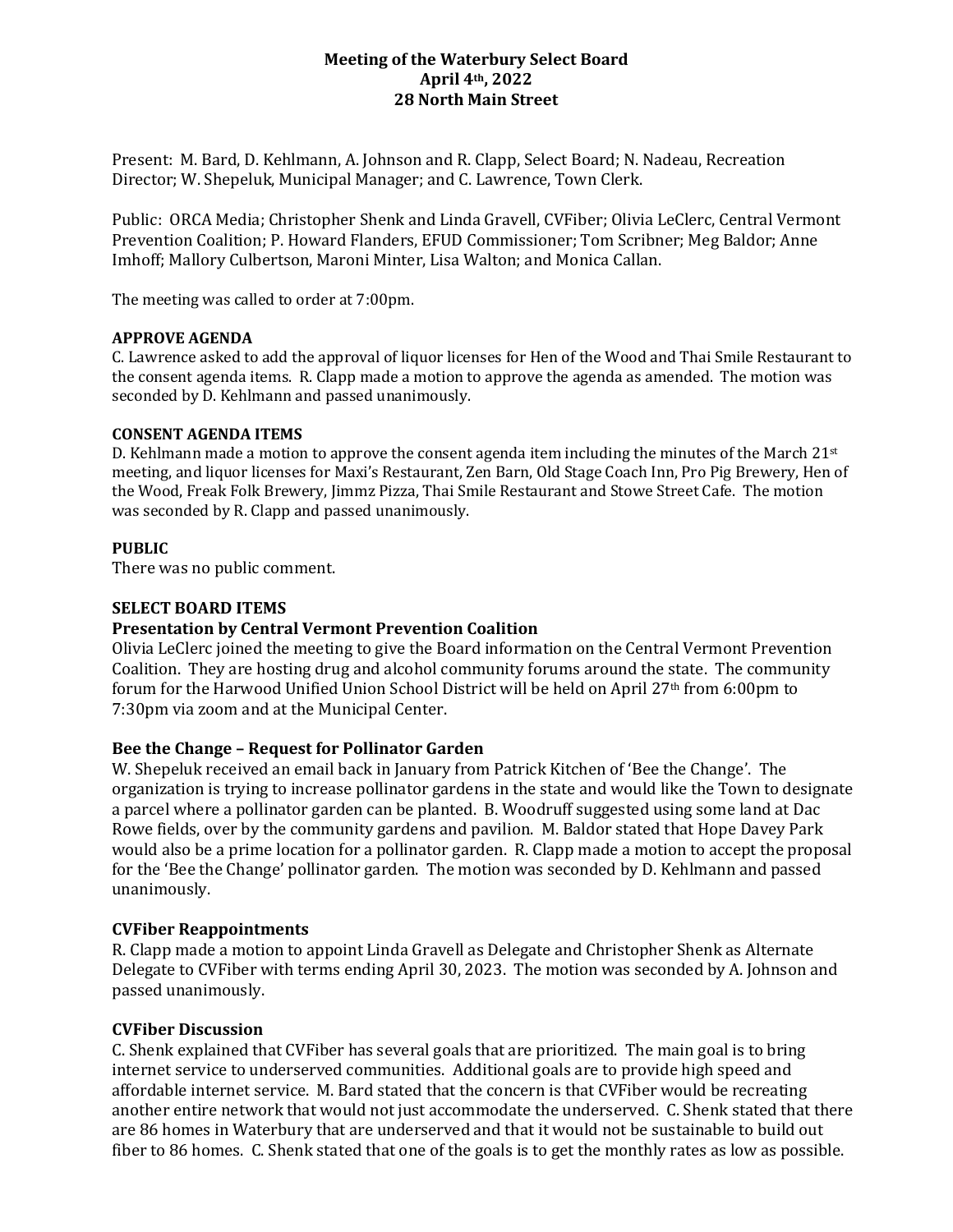**Meeting of the Waterbury Select Board**
**April 4th, 2022**
**28 North Main Street**

Present: M. Bard, D. Kehlmann, A. Johnson and R. Clapp, Select Board; N. Nadeau, Recreation Director; W. Shepeluk, Municipal Manager; and C. Lawrence, Town Clerk.

Public: ORCA Media; Christopher Shenk and Linda Gravell, CVFiber; Olivia LeClerc, Central Vermont Prevention Coalition; P. Howard Flanders, EFUD Commissioner; Tom Scribner; Meg Baldor; Anne Imhoff; Mallory Culbertson, Maroni Minter, Lisa Walton; and Monica Callan.

The meeting was called to order at 7:00pm.

**APPROVE AGENDA**

C. Lawrence asked to add the approval of liquor licenses for Hen of the Wood and Thai Smile Restaurant to the consent agenda items. R. Clapp made a motion to approve the agenda as amended. The motion was seconded by D. Kehlmann and passed unanimously.

**CONSENT AGENDA ITEMS**

D. Kehlmann made a motion to approve the consent agenda item including the minutes of the March 21st meeting, and liquor licenses for Maxi's Restaurant, Zen Barn, Old Stage Coach Inn, Pro Pig Brewery, Hen of the Wood, Freak Folk Brewery, Jimmz Pizza, Thai Smile Restaurant and Stowe Street Cafe. The motion was seconded by R. Clapp and passed unanimously.

**PUBLIC**

There was no public comment.

**SELECT BOARD ITEMS**

**Presentation by Central Vermont Prevention Coalition**

Olivia LeClerc joined the meeting to give the Board information on the Central Vermont Prevention Coalition. They are hosting drug and alcohol community forums around the state. The community forum for the Harwood Unified Union School District will be held on April 27th from 6:00pm to 7:30pm via zoom and at the Municipal Center.

**Bee the Change – Request for Pollinator Garden**

W. Shepeluk received an email back in January from Patrick Kitchen of 'Bee the Change'. The organization is trying to increase pollinator gardens in the state and would like the Town to designate a parcel where a pollinator garden can be planted. B. Woodruff suggested using some land at Dac Rowe fields, over by the community gardens and pavilion. M. Baldor stated that Hope Davey Park would also be a prime location for a pollinator garden. R. Clapp made a motion to accept the proposal for the 'Bee the Change' pollinator garden. The motion was seconded by D. Kehlmann and passed unanimously.

**CVFiber Reappointments**

R. Clapp made a motion to appoint Linda Gravell as Delegate and Christopher Shenk as Alternate Delegate to CVFiber with terms ending April 30, 2023. The motion was seconded by A. Johnson and passed unanimously.

**CVFiber Discussion**

C. Shenk explained that CVFiber has several goals that are prioritized. The main goal is to bring internet service to underserved communities. Additional goals are to provide high speed and affordable internet service. M. Bard stated that the concern is that CVFiber would be recreating another entire network that would not just accommodate the underserved. C. Shenk stated that there are 86 homes in Waterbury that are underserved and that it would not be sustainable to build out fiber to 86 homes. C. Shenk stated that one of the goals is to get the monthly rates as low as possible.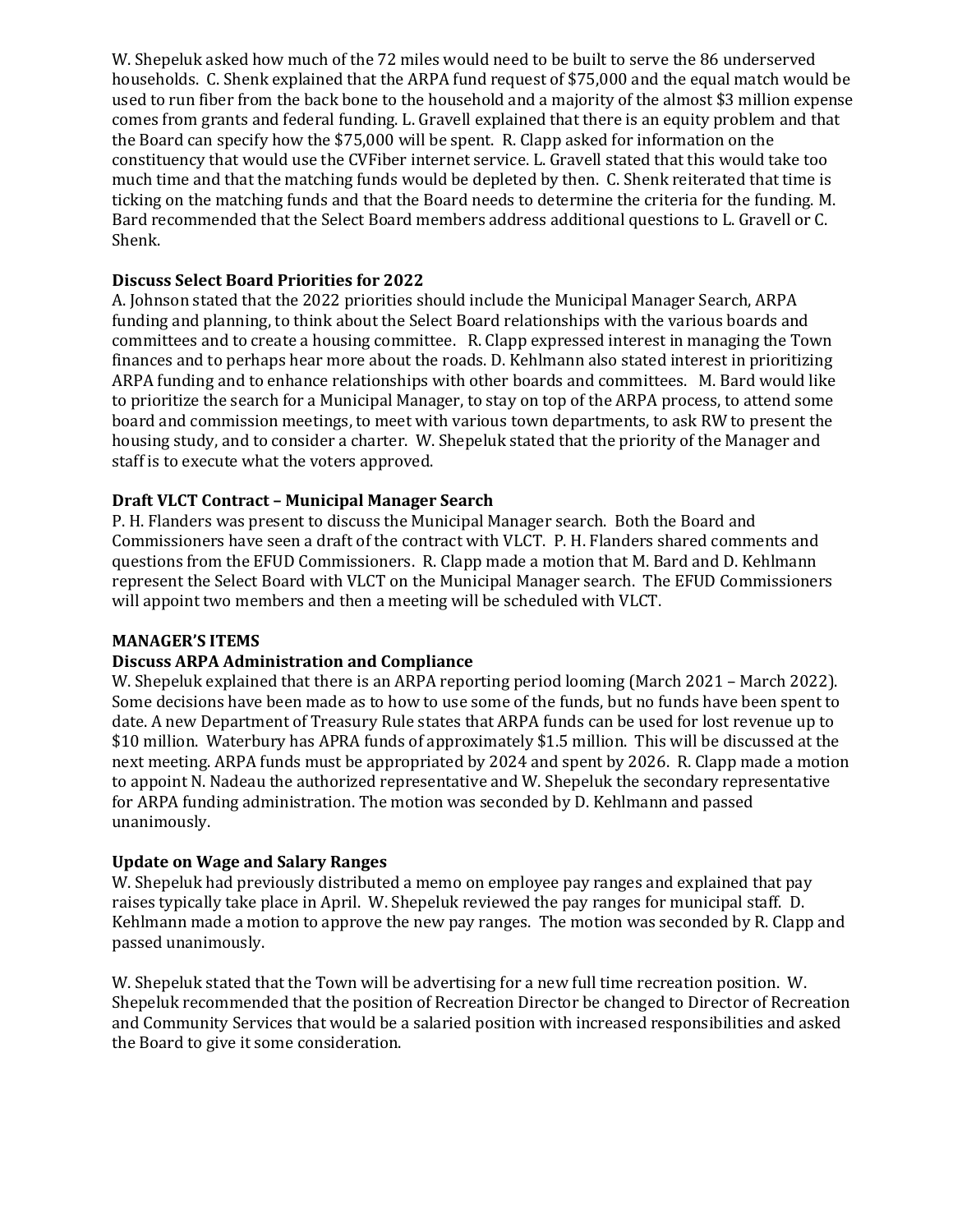W. Shepeluk asked how much of the 72 miles would need to be built to serve the 86 underserved households. C. Shenk explained that the ARPA fund request of $75,000 and the equal match would be used to run fiber from the back bone to the household and a majority of the almost $3 million expense comes from grants and federal funding. L. Gravell explained that there is an equity problem and that the Board can specify how the $75,000 will be spent. R. Clapp asked for information on the constituency that would use the CVFiber internet service. L. Gravell stated that this would take too much time and that the matching funds would be depleted by then. C. Shenk reiterated that time is ticking on the matching funds and that the Board needs to determine the criteria for the funding. M. Bard recommended that the Select Board members address additional questions to L. Gravell or C. Shenk.

**Discuss Select Board Priorities for 2022**

A. Johnson stated that the 2022 priorities should include the Municipal Manager Search, ARPA funding and planning, to think about the Select Board relationships with the various boards and committees and to create a housing committee. R. Clapp expressed interest in managing the Town finances and to perhaps hear more about the roads. D. Kehlmann also stated interest in prioritizing ARPA funding and to enhance relationships with other boards and committees. M. Bard would like to prioritize the search for a Municipal Manager, to stay on top of the ARPA process, to attend some board and commission meetings, to meet with various town departments, to ask RW to present the housing study, and to consider a charter. W. Shepeluk stated that the priority of the Manager and staff is to execute what the voters approved.

**Draft VLCT Contract – Municipal Manager Search**

P. H. Flanders was present to discuss the Municipal Manager search. Both the Board and Commissioners have seen a draft of the contract with VLCT. P. H. Flanders shared comments and questions from the EFUD Commissioners. R. Clapp made a motion that M. Bard and D. Kehlmann represent the Select Board with VLCT on the Municipal Manager search. The EFUD Commissioners will appoint two members and then a meeting will be scheduled with VLCT.

**MANAGER'S ITEMS**

**Discuss ARPA Administration and Compliance**

W. Shepeluk explained that there is an ARPA reporting period looming (March 2021 – March 2022). Some decisions have been made as to how to use some of the funds, but no funds have been spent to date. A new Department of Treasury Rule states that ARPA funds can be used for lost revenue up to $10 million. Waterbury has APRA funds of approximately $1.5 million. This will be discussed at the next meeting. ARPA funds must be appropriated by 2024 and spent by 2026. R. Clapp made a motion to appoint N. Nadeau the authorized representative and W. Shepeluk the secondary representative for ARPA funding administration. The motion was seconded by D. Kehlmann and passed unanimously.

**Update on Wage and Salary Ranges**

W. Shepeluk had previously distributed a memo on employee pay ranges and explained that pay raises typically take place in April. W. Shepeluk reviewed the pay ranges for municipal staff. D. Kehlmann made a motion to approve the new pay ranges. The motion was seconded by R. Clapp and passed unanimously.

W. Shepeluk stated that the Town will be advertising for a new full time recreation position. W. Shepeluk recommended that the position of Recreation Director be changed to Director of Recreation and Community Services that would be a salaried position with increased responsibilities and asked the Board to give it some consideration.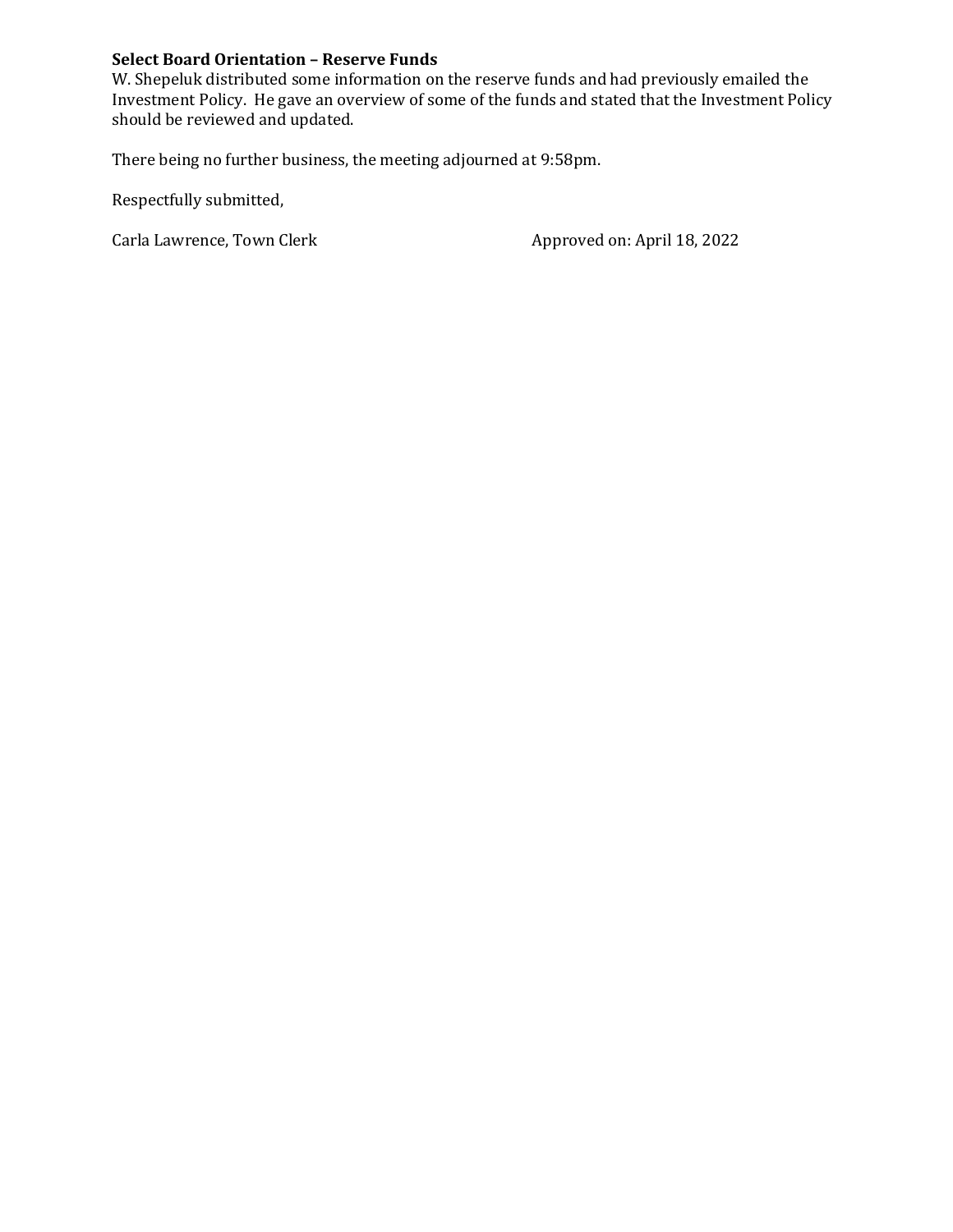**Select Board Orientation – Reserve Funds**
W. Shepeluk distributed some information on the reserve funds and had previously emailed the Investment Policy. He gave an overview of some of the funds and stated that the Investment Policy should be reviewed and updated.

There being no further business, the meeting adjourned at 9:58pm.

Respectfully submitted,

Carla Lawrence, Town Clerk                                        Approved on: April 18, 2022